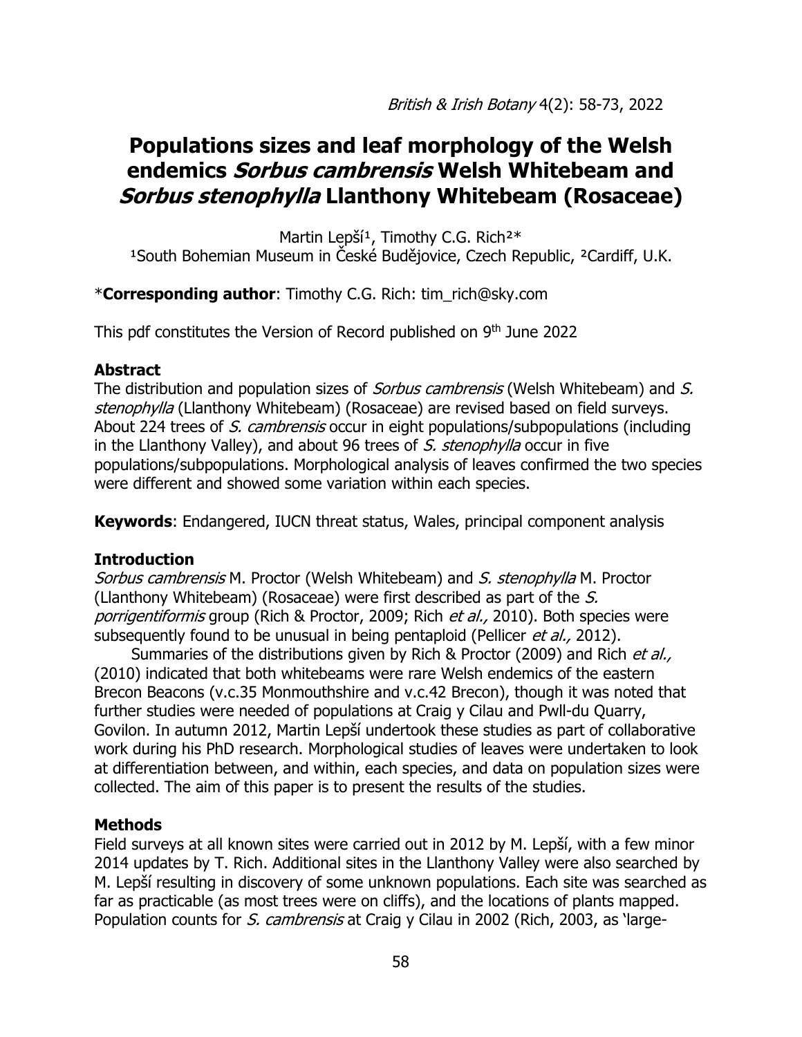# Populations sizes and leaf morphology of the Welsh endemics *Sorbus cambrensis* Welsh Whitebeam and *Sorbus stenophylla* Llanthony Whitebeam (Rosaceae)

Martin Lepší[1], Timothy C.G. Rich[2]*

[1]South Bohemian Museum in České Budějovice, Czech Republic, [2]Cardiff, U.K.

***Corresponding author**: Timothy C.G. Rich: tim_rich@sky.com

This pdf constitutes the Version of Record published on 9th June 2022

## Abstract

The distribution and population sizes of *Sorbus cambrensis* (Welsh Whitebeam) and *S. stenophylla* (Llanthony Whitebeam) (Rosaceae) are revised based on field surveys. About 224 trees of *S. cambrensis* occur in eight populations/subpopulations (including in the Llanthony Valley), and about 96 trees of *S. stenophylla* occur in five populations/subpopulations. Morphological analysis of leaves confirmed the two species were different and showed some variation within each species.

**Keywords**: Endangered, IUCN threat status, Wales, principal component analysis

## Introduction

*Sorbus cambrensis* M. Proctor (Welsh Whitebeam) and *S. stenophylla* M. Proctor (Llanthony Whitebeam) (Rosaceae) were first described as part of the *S. porrigentiformis* group (Rich & Proctor, 2009; Rich *et al.,* 2010). Both species were subsequently found to be unusual in being pentaploid (Pellicer *et al.,* 2012).

Summaries of the distributions given by Rich & Proctor (2009) and Rich *et al.,* (2010) indicated that both whitebeams were rare Welsh endemics of the eastern Brecon Beacons (v.c.35 Monmouthshire and v.c.42 Brecon), though it was noted that further studies were needed of populations at Craig y Cilau and Pwll-du Quarry, Govilon. In autumn 2012, Martin Lepší undertook these studies as part of collaborative work during his PhD research. Morphological studies of leaves were undertaken to look at differentiation between, and within, each species, and data on population sizes were collected. The aim of this paper is to present the results of the studies.

## Methods

Field surveys at all known sites were carried out in 2012 by M. Lepší, with a few minor 2014 updates by T. Rich. Additional sites in the Llanthony Valley were also searched by M. Lepší resulting in discovery of some unknown populations. Each site was searched as far as practicable (as most trees were on cliffs), and the locations of plants mapped. Population counts for *S. cambrensis* at Craig y Cilau in 2002 (Rich, 2003, as 'large-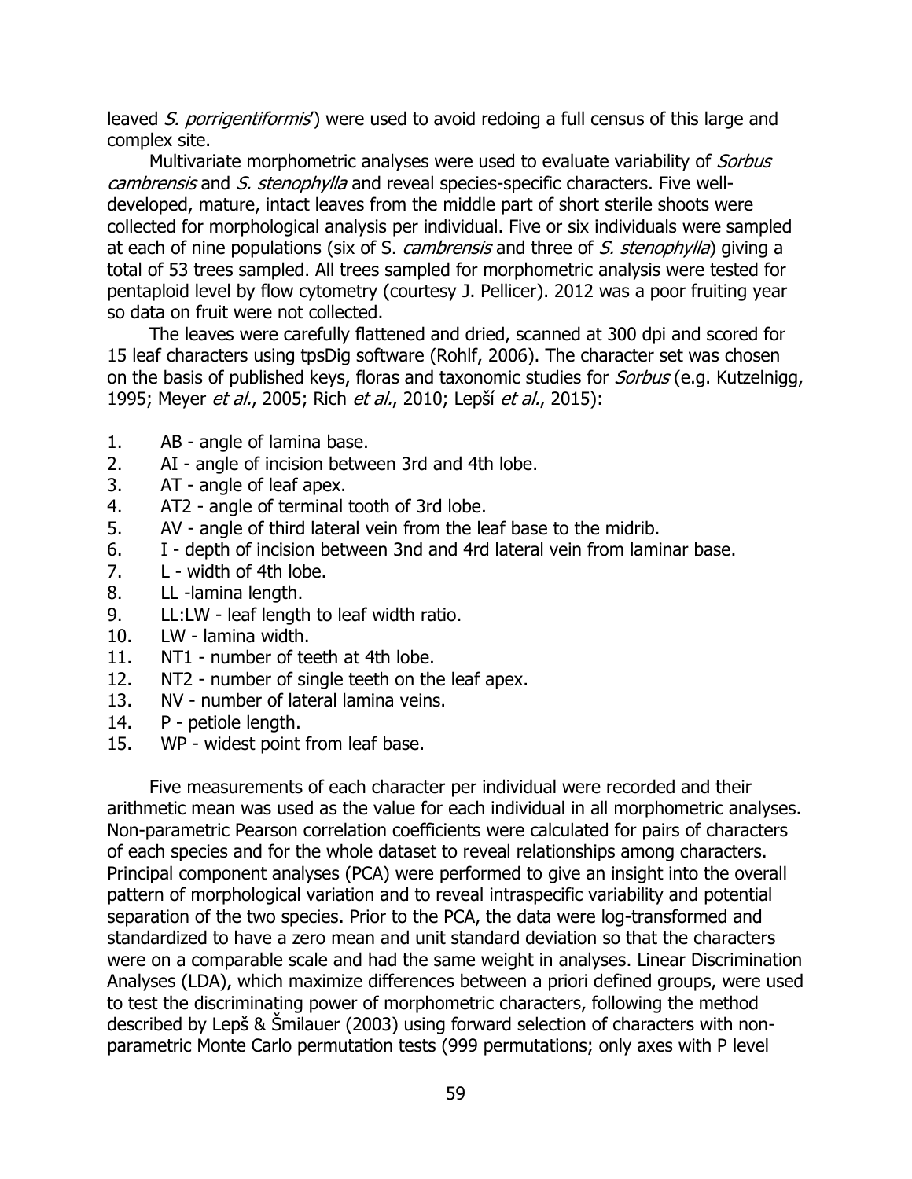leaved *S. porrigentiformis*') were used to avoid redoing a full census of this large and complex site.

Multivariate morphometric analyses were used to evaluate variability of *Sorbus cambrensis* and *S. stenophylla* and reveal species-specific characters. Five well-developed, mature, intact leaves from the middle part of short sterile shoots were collected for morphological analysis per individual. Five or six individuals were sampled at each of nine populations (six of S. *cambrensis* and three of *S. stenophylla*) giving a total of 53 trees sampled. All trees sampled for morphometric analysis were tested for pentaploid level by flow cytometry (courtesy J. Pellicer). 2012 was a poor fruiting year so data on fruit were not collected.

The leaves were carefully flattened and dried, scanned at 300 dpi and scored for 15 leaf characters using tpsDig software (Rohlf, 2006). The character set was chosen on the basis of published keys, floras and taxonomic studies for *Sorbus* (e.g. Kutzelnigg, 1995; Meyer *et al.*, 2005; Rich *et al.*, 2010; Lepší *et al.*, 2015):

1. AB - angle of lamina base.
2. AI - angle of incision between 3rd and 4th lobe.
3. AT - angle of leaf apex.
4. AT2 - angle of terminal tooth of 3rd lobe.
5. AV - angle of third lateral vein from the leaf base to the midrib.
6. I - depth of incision between 3nd and 4rd lateral vein from laminar base.
7. L - width of 4th lobe.
8. LL -lamina length.
9. LL:LW - leaf length to leaf width ratio.
10. LW - lamina width.
11. NT1 - number of teeth at 4th lobe.
12. NT2 - number of single teeth on the leaf apex.
13. NV - number of lateral lamina veins.
14. P - petiole length.
15. WP - widest point from leaf base.

Five measurements of each character per individual were recorded and their arithmetic mean was used as the value for each individual in all morphometric analyses. Non-parametric Pearson correlation coefficients were calculated for pairs of characters of each species and for the whole dataset to reveal relationships among characters. Principal component analyses (PCA) were performed to give an insight into the overall pattern of morphological variation and to reveal intraspecific variability and potential separation of the two species. Prior to the PCA, the data were log-transformed and standardized to have a zero mean and unit standard deviation so that the characters were on a comparable scale and had the same weight in analyses. Linear Discrimination Analyses (LDA), which maximize differences between a priori defined groups, were used to test the discriminating power of morphometric characters, following the method described by Lepš & Šmilauer (2003) using forward selection of characters with non-parametric Monte Carlo permutation tests (999 permutations; only axes with P level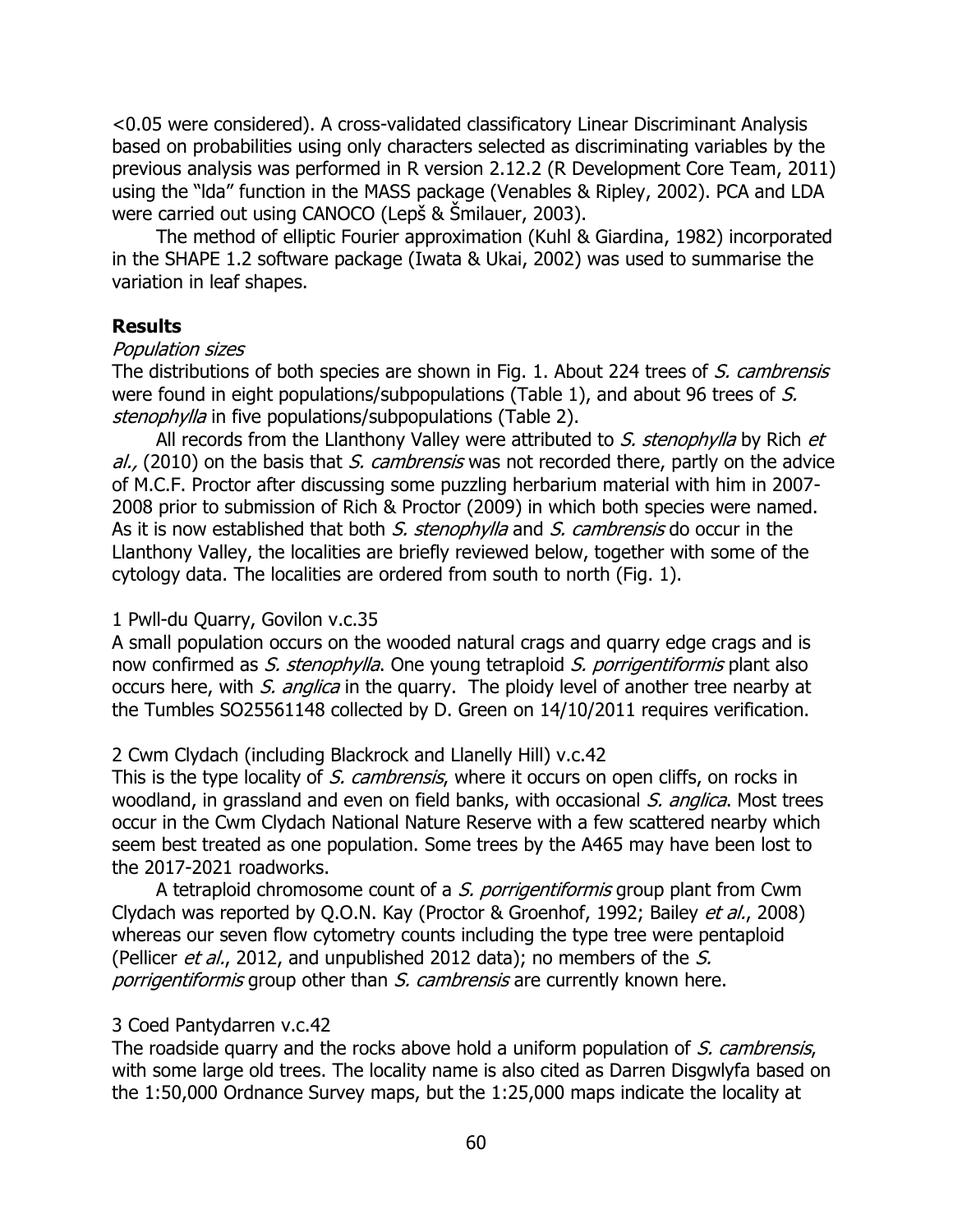<0.05 were considered). A cross-validated classificatory Linear Discriminant Analysis based on probabilities using only characters selected as discriminating variables by the previous analysis was performed in R version 2.12.2 (R Development Core Team, 2011) using the "lda" function in the MASS package (Venables & Ripley, 2002). PCA and LDA were carried out using CANOCO (Lepš & Šmilauer, 2003).

The method of elliptic Fourier approximation (Kuhl & Giardina, 1982) incorporated in the SHAPE 1.2 software package (Iwata & Ukai, 2002) was used to summarise the variation in leaf shapes.

## Results

### *Population sizes*

The distributions of both species are shown in Fig. 1. About 224 trees of *S. cambrensis* were found in eight populations/subpopulations (Table 1), and about 96 trees of *S. stenophylla* in five populations/subpopulations (Table 2).

All records from the Llanthony Valley were attributed to *S. stenophylla* by Rich *et al.,* (2010) on the basis that *S. cambrensis* was not recorded there, partly on the advice of M.C.F. Proctor after discussing some puzzling herbarium material with him in 2007-2008 prior to submission of Rich & Proctor (2009) in which both species were named. As it is now established that both *S. stenophylla* and *S. cambrensis* do occur in the Llanthony Valley, the localities are briefly reviewed below, together with some of the cytology data. The localities are ordered from south to north (Fig. 1).

1 Pwll-du Quarry, Govilon v.c.35

A small population occurs on the wooded natural crags and quarry edge crags and is now confirmed as *S. stenophylla*. One young tetraploid *S. porrigentiformis* plant also occurs here, with *S. anglica* in the quarry. The ploidy level of another tree nearby at the Tumbles SO25561148 collected by D. Green on 14/10/2011 requires verification.

2 Cwm Clydach (including Blackrock and Llanelly Hill) v.c.42

This is the type locality of *S. cambrensis*, where it occurs on open cliffs, on rocks in woodland, in grassland and even on field banks, with occasional *S. anglica*. Most trees occur in the Cwm Clydach National Nature Reserve with a few scattered nearby which seem best treated as one population. Some trees by the A465 may have been lost to the 2017-2021 roadworks.

A tetraploid chromosome count of a *S. porrigentiformis* group plant from Cwm Clydach was reported by Q.O.N. Kay (Proctor & Groenhof, 1992; Bailey *et al.*, 2008) whereas our seven flow cytometry counts including the type tree were pentaploid (Pellicer *et al.*, 2012, and unpublished 2012 data); no members of the *S. porrigentiformis* group other than *S. cambrensis* are currently known here.

3 Coed Pantydarren v.c.42

The roadside quarry and the rocks above hold a uniform population of *S. cambrensis*, with some large old trees. The locality name is also cited as Darren Disgwlyfa based on the 1:50,000 Ordnance Survey maps, but the 1:25,000 maps indicate the locality at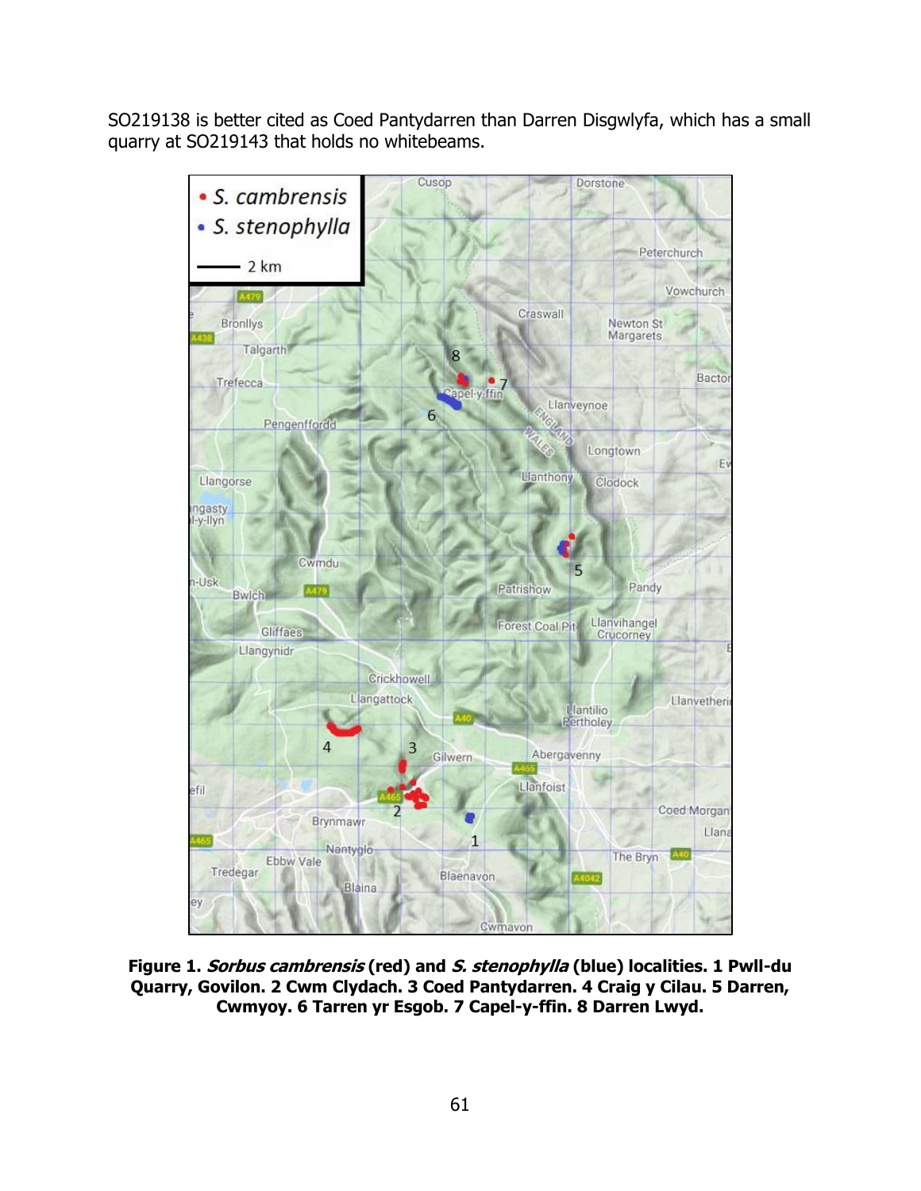SO219138 is better cited as Coed Pantydarren than Darren Disgwlyfa, which has a small quarry at SO219143 that holds no whitebeams.

**Figure 1.** ***Sorbus cambrensis*** **(red) and** ***S. stenophylla*** **(blue) localities. 1 Pwll-du Quarry, Govilon. 2 Cwm Clydach. 3 Coed Pantydarren. 4 Craig y Cilau. 5 Darren, Cwmyoy. 6 Tarren yr Esgob. 7 Capel-y-ffin. 8 Darren Lwyd.**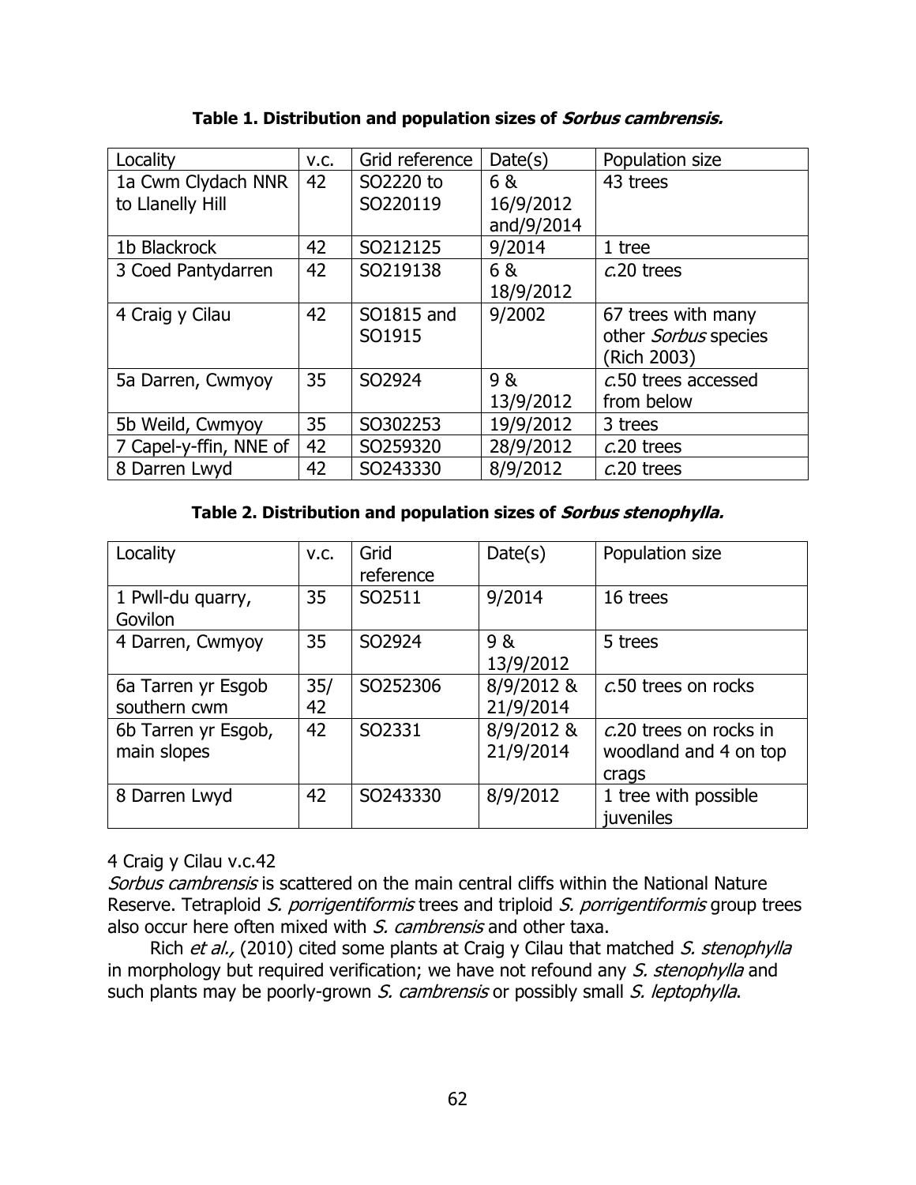**Table 1. Distribution and population sizes of *Sorbus cambrensis.***

| Locality | v.c. | Grid reference | Date(s) | Population size |
|---|---|---|---|---|
| 1a Cwm Clydach NNR to Llanelly Hill | 42 | SO2220 to SO220119 | 6 & 16/9/2012 and/9/2014 | 43 trees |
| 1b Blackrock | 42 | SO212125 | 9/2014 | 1 tree |
| 3 Coed Pantydarren | 42 | SO219138 | 6 & 18/9/2012 | *c.*20 trees |
| 4 Craig y Cilau | 42 | SO1815 and SO1915 | 9/2002 | 67 trees with many other *Sorbus* species (Rich 2003) |
| 5a Darren, Cwmyoy | 35 | SO2924 | 9 & 13/9/2012 | *c.*50 trees accessed from below |
| 5b Weild, Cwmyoy | 35 | SO302253 | 19/9/2012 | 3 trees |
| 7 Capel-y-ffin, NNE of | 42 | SO259320 | 28/9/2012 | *c.*20 trees |
| 8 Darren Lwyd | 42 | SO243330 | 8/9/2012 | *c.*20 trees |

**Table 2. Distribution and population sizes of *Sorbus stenophylla.***

| Locality | v.c. | Grid reference | Date(s) | Population size |
|---|---|---|---|---|
| 1 Pwll-du quarry, Govilon | 35 | SO2511 | 9/2014 | 16 trees |
| 4 Darren, Cwmyoy | 35 | SO2924 | 9 & 13/9/2012 | 5 trees |
| 6a Tarren yr Esgob southern cwm | 35/ 42 | SO252306 | 8/9/2012 & 21/9/2014 | *c.*50 trees on rocks |
| 6b Tarren yr Esgob, main slopes | 42 | SO2331 | 8/9/2012 & 21/9/2014 | *c.*20 trees on rocks in woodland and 4 on top crags |
| 8 Darren Lwyd | 42 | SO243330 | 8/9/2012 | 1 tree with possible juveniles |

4 Craig y Cilau v.c.42

*Sorbus cambrensis* is scattered on the main central cliffs within the National Nature Reserve. Tetraploid *S. porrigentiformis* trees and triploid *S. porrigentiformis* group trees also occur here often mixed with *S. cambrensis* and other taxa.

Rich *et al.,* (2010) cited some plants at Craig y Cilau that matched *S. stenophylla* in morphology but required verification; we have not refound any *S. stenophylla* and such plants may be poorly-grown *S. cambrensis* or possibly small *S. leptophylla*.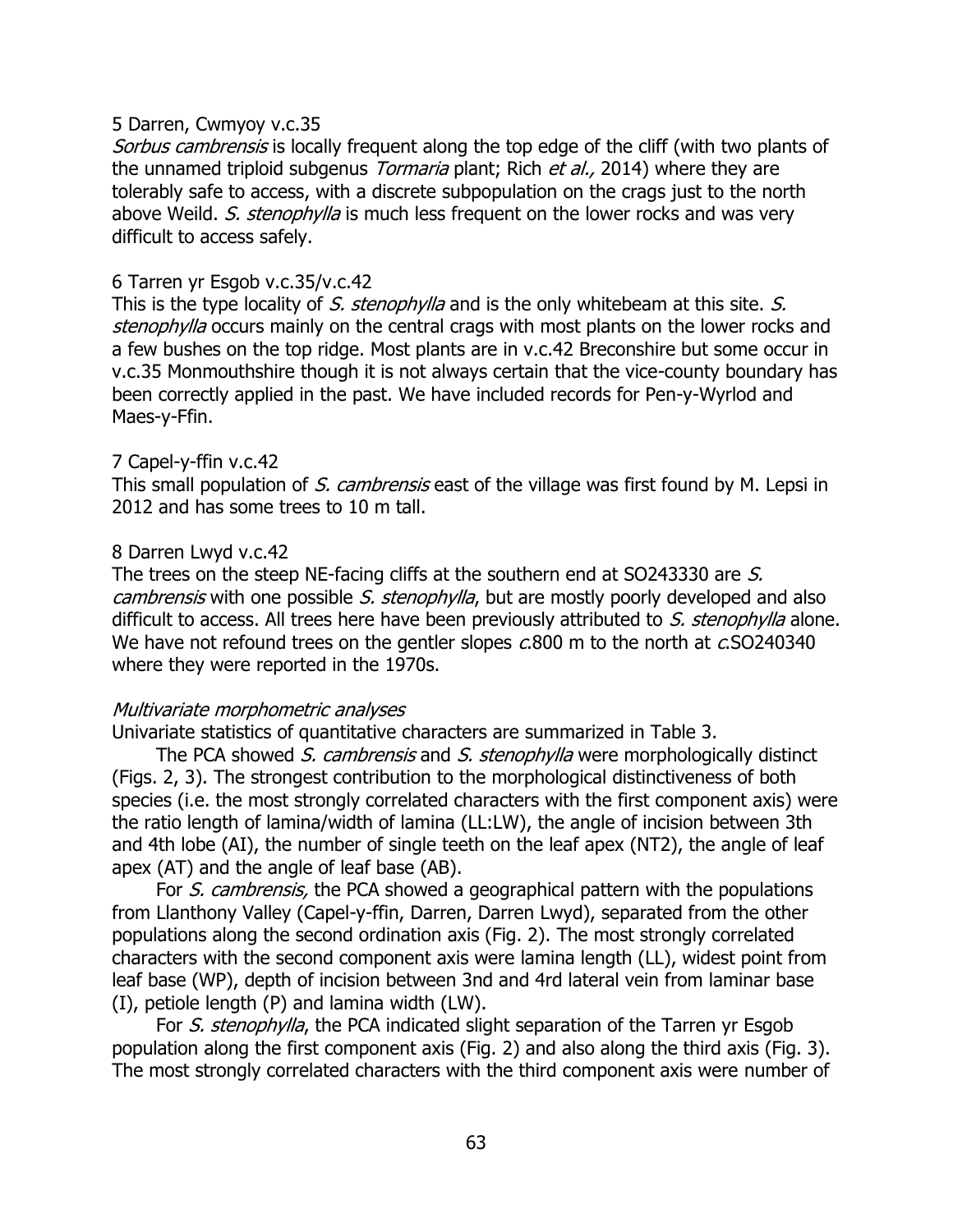5 Darren, Cwmyoy v.c.35

*Sorbus cambrensis* is locally frequent along the top edge of the cliff (with two plants of the unnamed triploid subgenus *Tormaria* plant; Rich *et al.,* 2014) where they are tolerably safe to access, with a discrete subpopulation on the crags just to the north above Weild. *S. stenophylla* is much less frequent on the lower rocks and was very difficult to access safely.

6 Tarren yr Esgob v.c.35/v.c.42

This is the type locality of *S. stenophylla* and is the only whitebeam at this site. *S. stenophylla* occurs mainly on the central crags with most plants on the lower rocks and a few bushes on the top ridge. Most plants are in v.c.42 Breconshire but some occur in v.c.35 Monmouthshire though it is not always certain that the vice-county boundary has been correctly applied in the past. We have included records for Pen-y-Wyrlod and Maes-y-Ffin.

7 Capel-y-ffin v.c.42

This small population of *S. cambrensis* east of the village was first found by M. Lepsi in 2012 and has some trees to 10 m tall.

8 Darren Lwyd v.c.42

The trees on the steep NE-facing cliffs at the southern end at SO243330 are *S. cambrensis* with one possible *S. stenophylla*, but are mostly poorly developed and also difficult to access. All trees here have been previously attributed to *S. stenophylla* alone. We have not refound trees on the gentler slopes *c.*800 m to the north at *c.*SO240340 where they were reported in the 1970s.

*Multivariate morphometric analyses*

Univariate statistics of quantitative characters are summarized in Table 3.

The PCA showed *S. cambrensis* and *S. stenophylla* were morphologically distinct (Figs. 2, 3). The strongest contribution to the morphological distinctiveness of both species (i.e. the most strongly correlated characters with the first component axis) were the ratio length of lamina/width of lamina (LL:LW), the angle of incision between 3th and 4th lobe (AI), the number of single teeth on the leaf apex (NT2), the angle of leaf apex (AT) and the angle of leaf base (AB).

For *S. cambrensis,* the PCA showed a geographical pattern with the populations from Llanthony Valley (Capel-y-ffin, Darren, Darren Lwyd), separated from the other populations along the second ordination axis (Fig. 2). The most strongly correlated characters with the second component axis were lamina length (LL), widest point from leaf base (WP), depth of incision between 3nd and 4rd lateral vein from laminar base (I), petiole length (P) and lamina width (LW).

For *S. stenophylla*, the PCA indicated slight separation of the Tarren yr Esgob population along the first component axis (Fig. 2) and also along the third axis (Fig. 3). The most strongly correlated characters with the third component axis were number of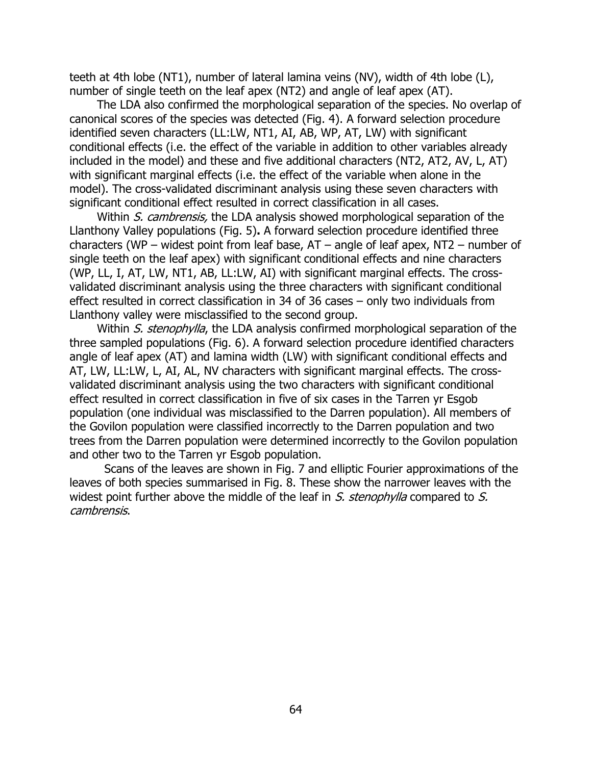teeth at 4th lobe (NT1), number of lateral lamina veins (NV), width of 4th lobe (L), number of single teeth on the leaf apex (NT2) and angle of leaf apex (AT).

The LDA also confirmed the morphological separation of the species. No overlap of canonical scores of the species was detected (Fig. 4). A forward selection procedure identified seven characters (LL:LW, NT1, AI, AB, WP, AT, LW) with significant conditional effects (i.e. the effect of the variable in addition to other variables already included in the model) and these and five additional characters (NT2, AT2, AV, L, AT) with significant marginal effects (i.e. the effect of the variable when alone in the model). The cross-validated discriminant analysis using these seven characters with significant conditional effect resulted in correct classification in all cases.

Within *S. cambrensis,* the LDA analysis showed morphological separation of the Llanthony Valley populations (Fig. 5)**.** A forward selection procedure identified three characters (WP – widest point from leaf base, AT – angle of leaf apex, NT2 – number of single teeth on the leaf apex) with significant conditional effects and nine characters (WP, LL, I, AT, LW, NT1, AB, LL:LW, AI) with significant marginal effects. The cross-validated discriminant analysis using the three characters with significant conditional effect resulted in correct classification in 34 of 36 cases – only two individuals from Llanthony valley were misclassified to the second group.

Within *S. stenophylla*, the LDA analysis confirmed morphological separation of the three sampled populations (Fig. 6). A forward selection procedure identified characters angle of leaf apex (AT) and lamina width (LW) with significant conditional effects and AT, LW, LL:LW, L, AI, AL, NV characters with significant marginal effects. The cross-validated discriminant analysis using the two characters with significant conditional effect resulted in correct classification in five of six cases in the Tarren yr Esgob population (one individual was misclassified to the Darren population). All members of the Govilon population were classified incorrectly to the Darren population and two trees from the Darren population were determined incorrectly to the Govilon population and other two to the Tarren yr Esgob population.

Scans of the leaves are shown in Fig. 7 and elliptic Fourier approximations of the leaves of both species summarised in Fig. 8. These show the narrower leaves with the widest point further above the middle of the leaf in *S. stenophylla* compared to *S. cambrensis*.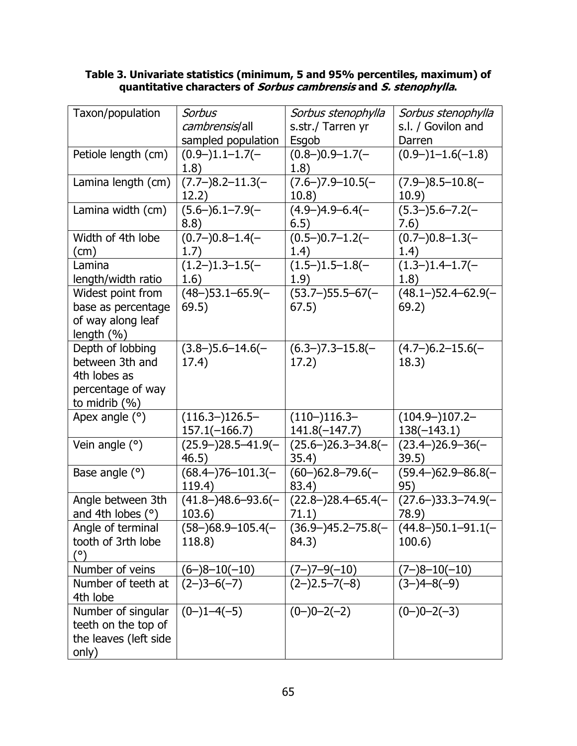**Table 3. Univariate statistics (minimum, 5 and 95% percentiles, maximum) of quantitative characters of *Sorbus cambrensis* and *S. stenophylla*.**

| Taxon/population | *Sorbus cambrensis*/all sampled population | *Sorbus stenophylla* s.str./ Tarren yr Esgob | *Sorbus stenophylla* s.l. / Govilon and Darren |
|---|---|---|---|
| Petiole length (cm) | (0.9–)1.1–1.7(–1.8) | (0.8–)0.9–1.7(–1.8) | (0.9–)1–1.6(–1.8) |
| Lamina length (cm) | (7.7–)8.2–11.3(–12.2) | (7.6–)7.9–10.5(–10.8) | (7.9–)8.5–10.8(–10.9) |
| Lamina width (cm) | (5.6–)6.1–7.9(–8.8) | (4.9–)4.9–6.4(–6.5) | (5.3–)5.6–7.2(–7.6) |
| Width of 4th lobe (cm) | (0.7–)0.8–1.4(–1.7) | (0.5–)0.7–1.2(–1.4) | (0.7–)0.8–1.3(–1.4) |
| Lamina length/width ratio | (1.2–)1.3–1.5(–1.6) | (1.5–)1.5–1.8(–1.9) | (1.3–)1.4–1.7(–1.8) |
| Widest point from base as percentage of way along leaf length (%) | (48–)53.1–65.9(–69.5) | (53.7–)55.5–67(–67.5) | (48.1–)52.4–62.9(–69.2) |
| Depth of lobbing between 3th and 4th lobes as percentage of way to midrib (%) | (3.8–)5.6–14.6(–17.4) | (6.3–)7.3–15.8(–17.2) | (4.7–)6.2–15.6(–18.3) |
| Apex angle (°) | (116.3–)126.5–157.1(–166.7) | (110–)116.3–141.8(–147.7) | (104.9–)107.2–138(–143.1) |
| Vein angle (°) | (25.9–)28.5–41.9(–46.5) | (25.6–)26.3–34.8(–35.4) | (23.4–)26.9–36(–39.5) |
| Base angle (°) | (68.4–)76–101.3(–119.4) | (60–)62.8–79.6(–83.4) | (59.4–)62.9–86.8(–95) |
| Angle between 3th and 4th lobes (°) | (41.8–)48.6–93.6(–103.6) | (22.8–)28.4–65.4(–71.1) | (27.6–)33.3–74.9(–78.9) |
| Angle of terminal tooth of 3rth lobe (°) | (58–)68.9–105.4(–118.8) | (36.9–)45.2–75.8(–84.3) | (44.8–)50.1–91.1(–100.6) |
| Number of veins | (6–)8–10(–10) | (7–)7–9(–10) | (7–)8–10(–10) |
| Number of teeth at 4th lobe | (2–)3–6(–7) | (2–)2.5–7(–8) | (3–)4–8(–9) |
| Number of singular teeth on the top of the leaves (left side only) | (0–)1–4(–5) | (0–)0–2(–2) | (0–)0–2(–3) |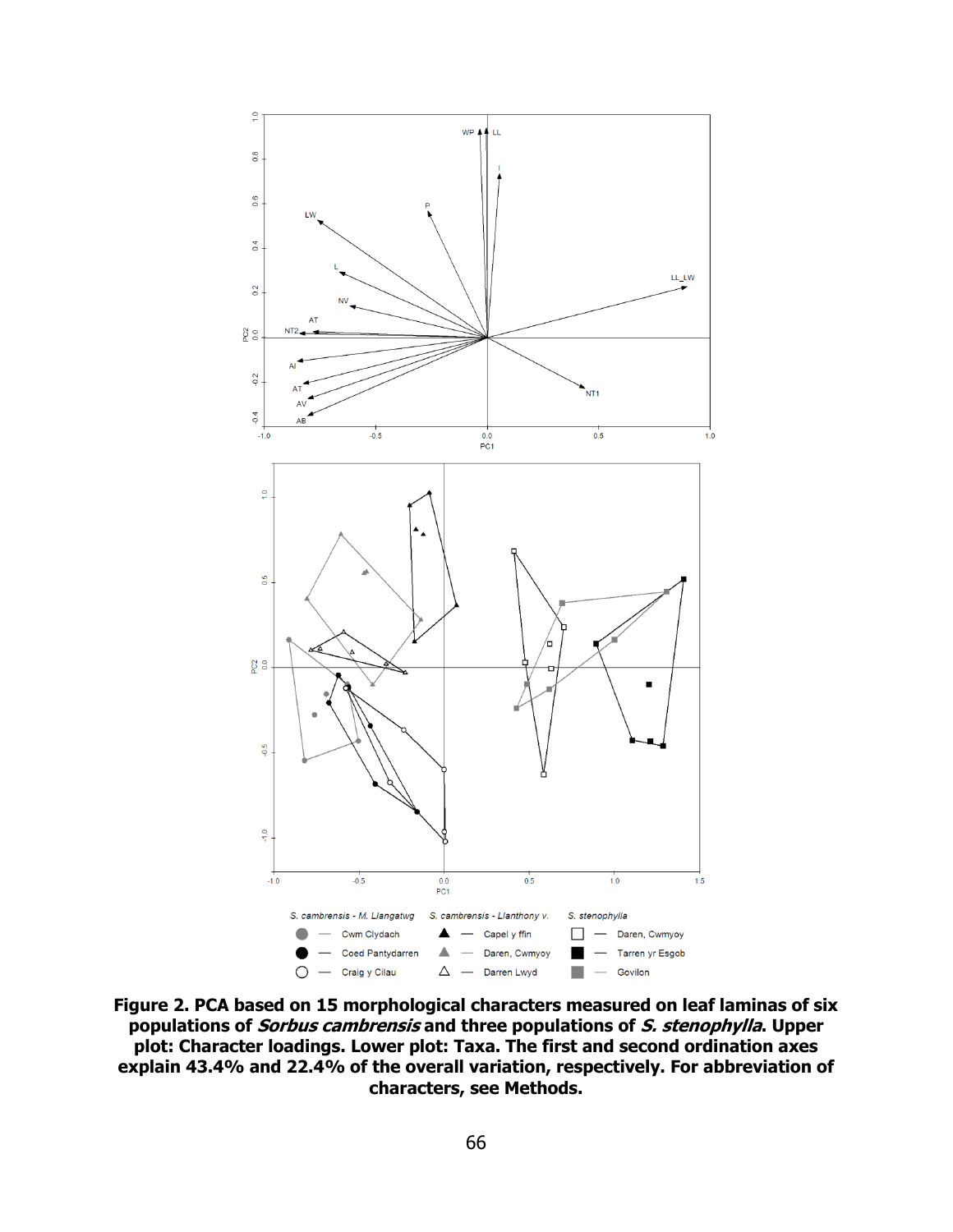**Figure 2. PCA based on 15 morphological characters measured on leaf laminas of six populations of *Sorbus cambrensis* and three populations of *S. stenophylla*. Upper plot: Character loadings. Lower plot: Taxa. The first and second ordination axes explain 43.4% and 22.4% of the overall variation, respectively. For abbreviation of characters, see Methods.**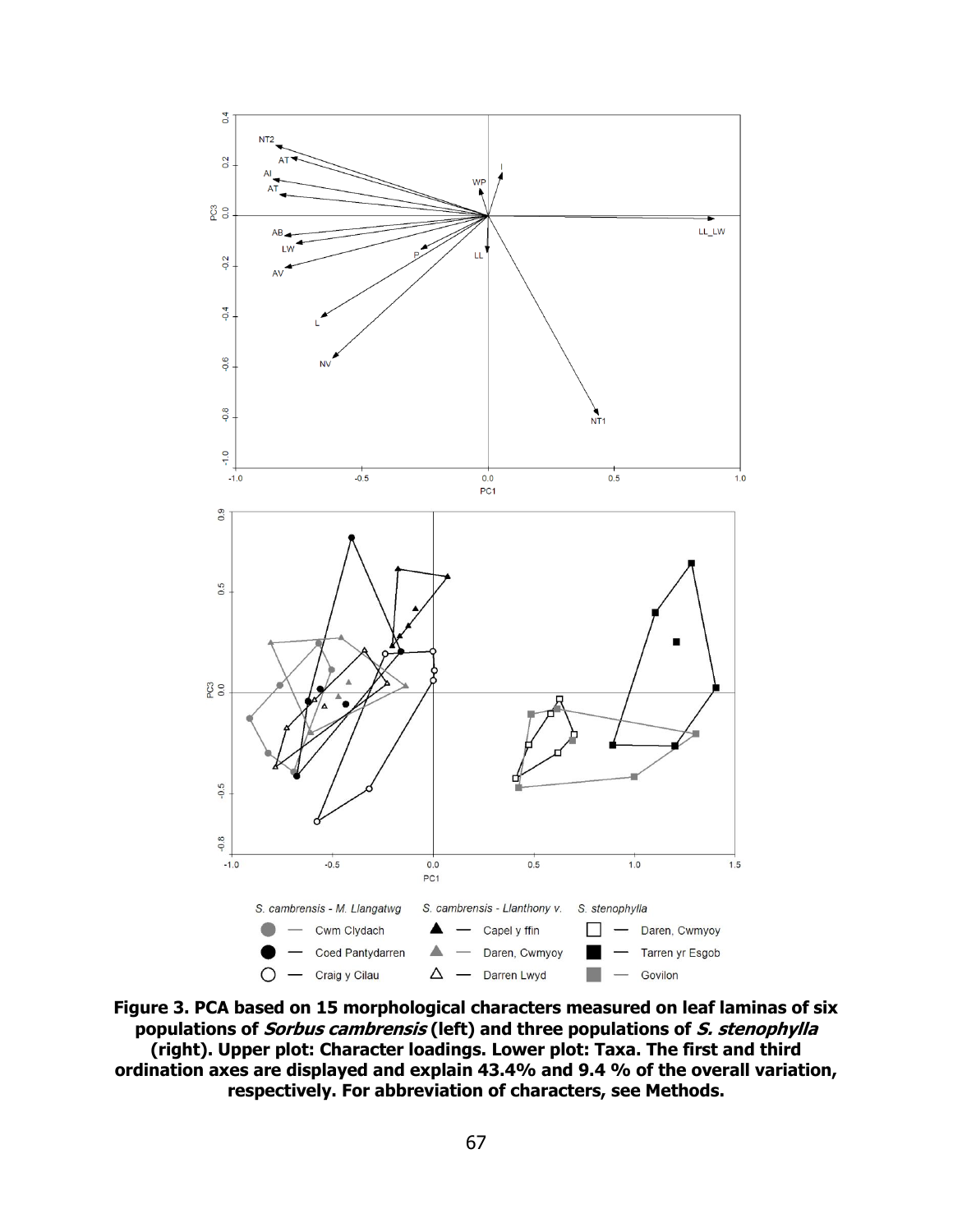**Figure 3. PCA based on 15 morphological characters measured on leaf laminas of six populations of *Sorbus cambrensis* (left) and three populations of *S. stenophylla* (right). Upper plot: Character loadings. Lower plot: Taxa. The first and third ordination axes are displayed and explain 43.4% and 9.4 % of the overall variation, respectively. For abbreviation of characters, see Methods.**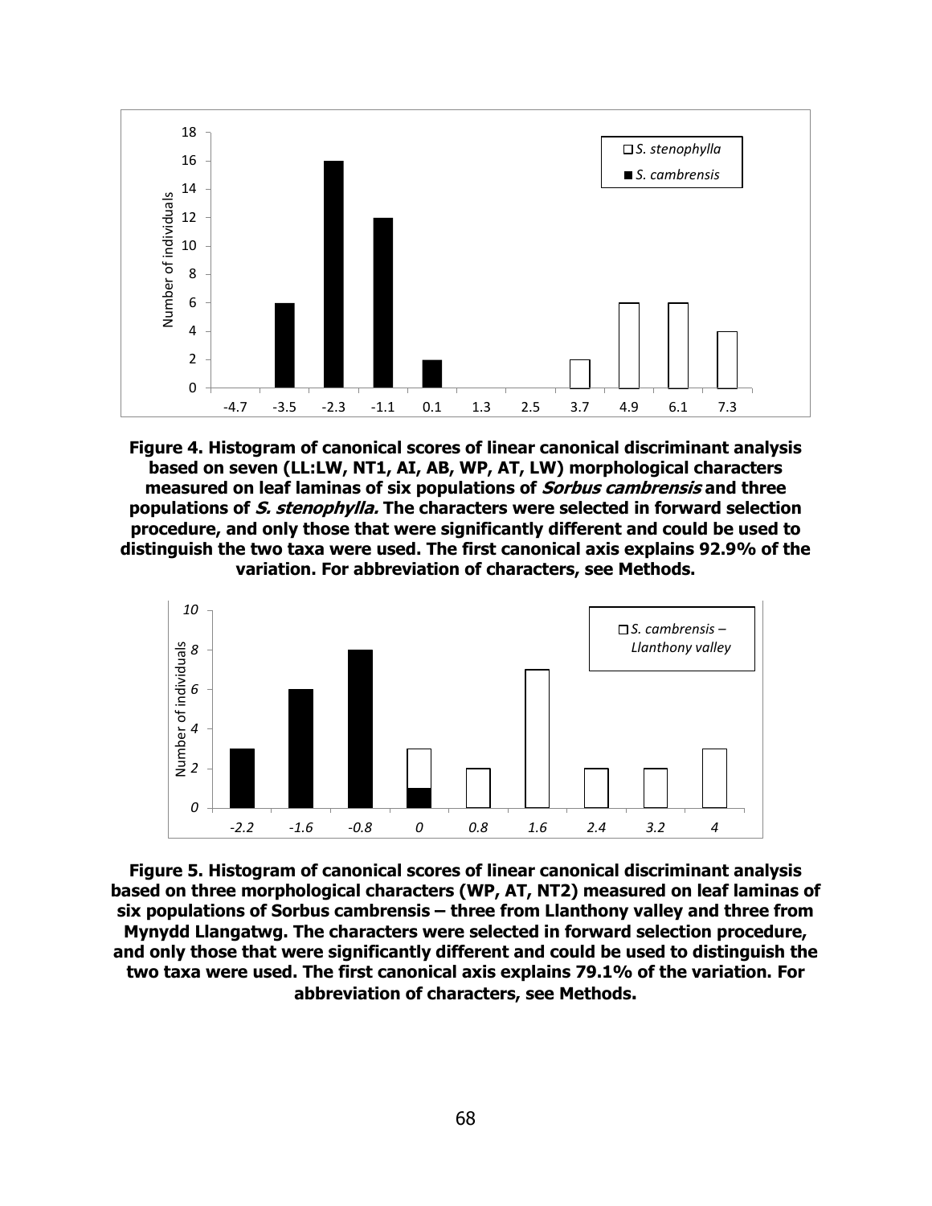**Figure 4. Histogram of canonical scores of linear canonical discriminant analysis based on seven (LL:LW, NT1, AI, AB, WP, AT, LW) morphological characters measured on leaf laminas of six populations of *Sorbus cambrensis* and three populations of *S. stenophylla.* The characters were selected in forward selection procedure, and only those that were significantly different and could be used to distinguish the two taxa were used. The first canonical axis explains 92.9% of the variation. For abbreviation of characters, see Methods.**

**Figure 5. Histogram of canonical scores of linear canonical discriminant analysis based on three morphological characters (WP, AT, NT2) measured on leaf laminas of six populations of Sorbus cambrensis – three from Llanthony valley and three from Mynydd Llangatwg. The characters were selected in forward selection procedure, and only those that were significantly different and could be used to distinguish the two taxa were used. The first canonical axis explains 79.1% of the variation. For abbreviation of characters, see Methods.**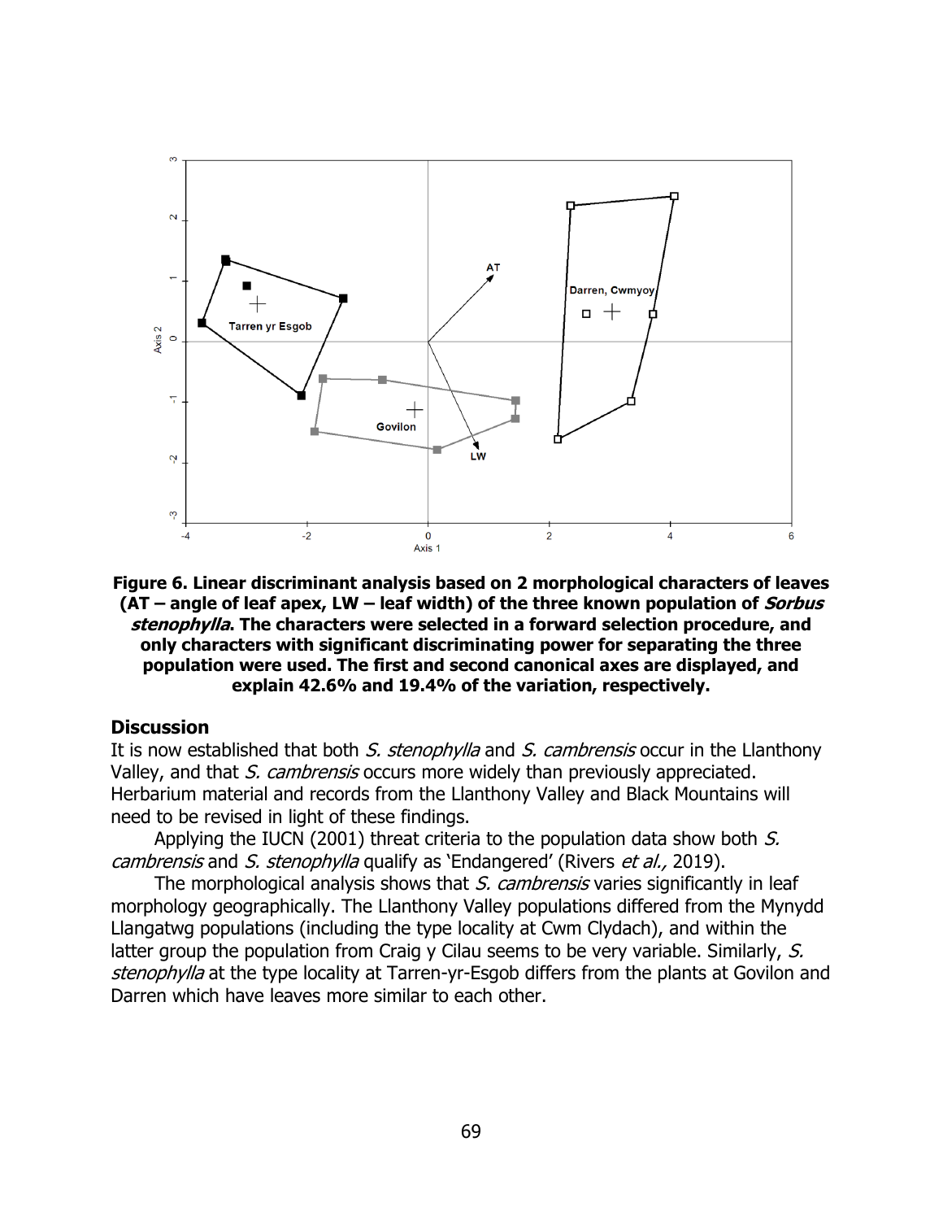**Figure 6. Linear discriminant analysis based on 2 morphological characters of leaves (AT – angle of leaf apex, LW – leaf width) of the three known population of *Sorbus stenophylla*. The characters were selected in a forward selection procedure, and only characters with significant discriminating power for separating the three population were used. The first and second canonical axes are displayed, and explain 42.6% and 19.4% of the variation, respectively.**

## Discussion

It is now established that both *S. stenophylla* and *S. cambrensis* occur in the Llanthony Valley, and that *S. cambrensis* occurs more widely than previously appreciated. Herbarium material and records from the Llanthony Valley and Black Mountains will need to be revised in light of these findings.

Applying the IUCN (2001) threat criteria to the population data show both *S. cambrensis* and *S. stenophylla* qualify as 'Endangered' (Rivers *et al.,* 2019).

The morphological analysis shows that *S. cambrensis* varies significantly in leaf morphology geographically. The Llanthony Valley populations differed from the Mynydd Llangatwg populations (including the type locality at Cwm Clydach), and within the latter group the population from Craig y Cilau seems to be very variable. Similarly, *S. stenophylla* at the type locality at Tarren-yr-Esgob differs from the plants at Govilon and Darren which have leaves more similar to each other.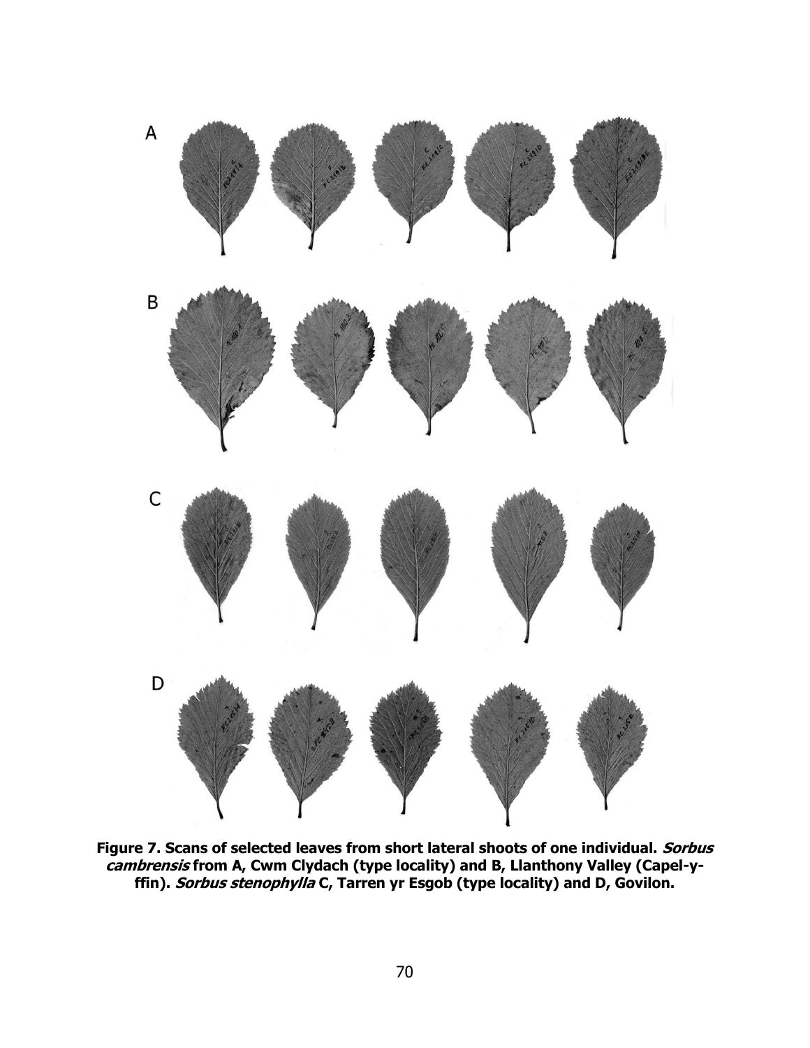A

B

C

D

**Figure 7. Scans of selected leaves from short lateral shoots of one individual. *Sorbus cambrensis* from A, Cwm Clydach (type locality) and B, Llanthony Valley (Capel-y-ffin). *Sorbus stenophylla* C, Tarren yr Esgob (type locality) and D, Govilon.**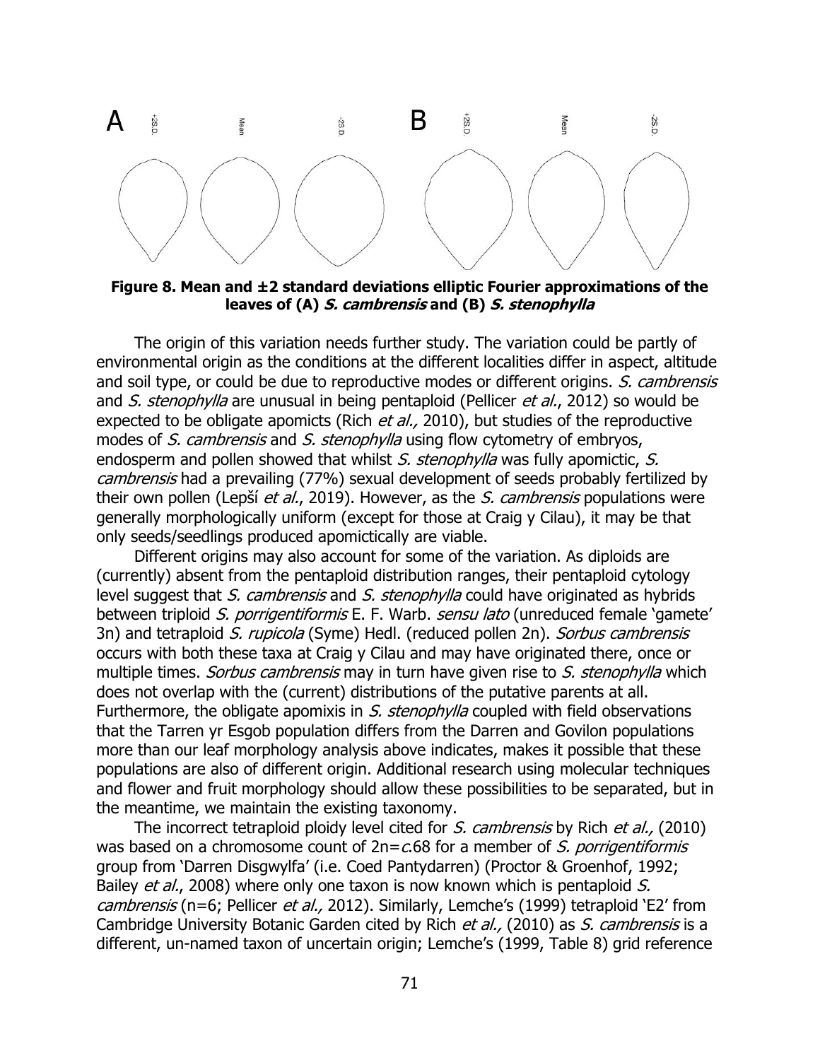**Figure 8. Mean and ±2 standard deviations elliptic Fourier approximations of the leaves of (A) *S. cambrensis* and (B) *S. stenophylla***

The origin of this variation needs further study. The variation could be partly of environmental origin as the conditions at the different localities differ in aspect, altitude and soil type, or could be due to reproductive modes or different origins. *S. cambrensis* and *S. stenophylla* are unusual in being pentaploid (Pellicer *et al.*, 2012) so would be expected to be obligate apomicts (Rich *et al.,* 2010), but studies of the reproductive modes of *S. cambrensis* and *S. stenophylla* using flow cytometry of embryos, endosperm and pollen showed that whilst *S. stenophylla* was fully apomictic, *S. cambrensis* had a prevailing (77%) sexual development of seeds probably fertilized by their own pollen (Lepší *et al.*, 2019). However, as the *S. cambrensis* populations were generally morphologically uniform (except for those at Craig y Cilau), it may be that only seeds/seedlings produced apomictically are viable.

Different origins may also account for some of the variation. As diploids are (currently) absent from the pentaploid distribution ranges, their pentaploid cytology level suggest that *S. cambrensis* and *S. stenophylla* could have originated as hybrids between triploid *S. porrigentiformis* E. F. Warb. *sensu lato* (unreduced female 'gamete' 3n) and tetraploid *S. rupicola* (Syme) Hedl. (reduced pollen 2n). *Sorbus cambrensis* occurs with both these taxa at Craig y Cilau and may have originated there, once or multiple times. *Sorbus cambrensis* may in turn have given rise to *S. stenophylla* which does not overlap with the (current) distributions of the putative parents at all. Furthermore, the obligate apomixis in *S. stenophylla* coupled with field observations that the Tarren yr Esgob population differs from the Darren and Govilon populations more than our leaf morphology analysis above indicates, makes it possible that these populations are also of different origin. Additional research using molecular techniques and flower and fruit morphology should allow these possibilities to be separated, but in the meantime, we maintain the existing taxonomy.

The incorrect tetraploid ploidy level cited for *S. cambrensis* by Rich *et al.,* (2010) was based on a chromosome count of 2n=*c*.68 for a member of *S. porrigentiformis* group from 'Darren Disgwylfa' (i.e. Coed Pantydarren) (Proctor & Groenhof, 1992; Bailey *et al.*, 2008) where only one taxon is now known which is pentaploid *S. cambrensis* (n=6; Pellicer *et al.,* 2012). Similarly, Lemche's (1999) tetraploid 'E2' from Cambridge University Botanic Garden cited by Rich *et al.,* (2010) as *S. cambrensis* is a different, un-named taxon of uncertain origin; Lemche's (1999, Table 8) grid reference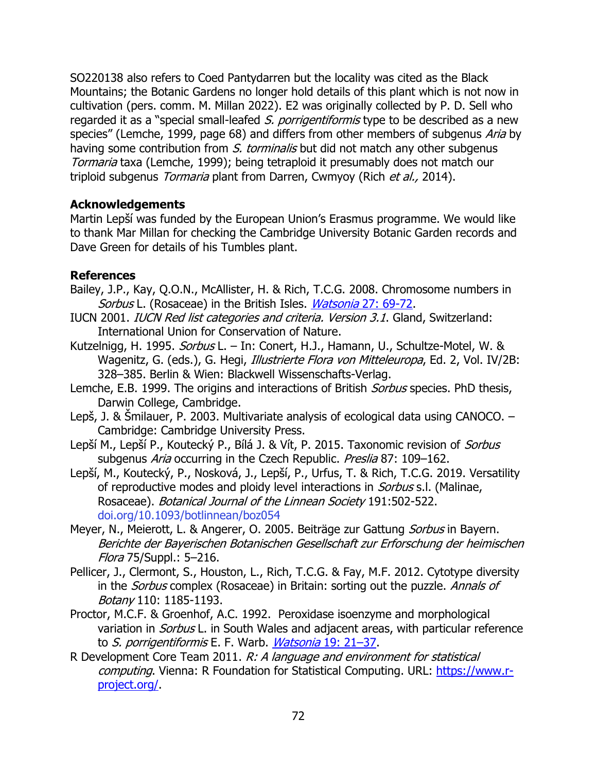SO220138 also refers to Coed Pantydarren but the locality was cited as the Black Mountains; the Botanic Gardens no longer hold details of this plant which is not now in cultivation (pers. comm. M. Millan 2022). E2 was originally collected by P. D. Sell who regarded it as a "special small-leafed *S. porrigentiformis* type to be described as a new species" (Lemche, 1999, page 68) and differs from other members of subgenus *Aria* by having some contribution from *S. torminalis* but did not match any other subgenus *Tormaria* taxa (Lemche, 1999); being tetraploid it presumably does not match our triploid subgenus *Tormaria* plant from Darren, Cwmyoy (Rich *et al.,* 2014).

### Acknowledgements

Martin Lepší was funded by the European Union's Erasmus programme. We would like to thank Mar Millan for checking the Cambridge University Botanic Garden records and Dave Green for details of his Tumbles plant.

### References

Bailey, J.P., Kay, Q.O.N., McAllister, H. & Rich, T.C.G. 2008. Chromosome numbers in *Sorbus* L. (Rosaceae) in the British Isles. *Watsonia* 27: 69-72.

IUCN 2001. *IUCN Red list categories and criteria. Version 3.1*. Gland, Switzerland: International Union for Conservation of Nature.

Kutzelnigg, H. 1995. *Sorbus* L. – In: Conert, H.J., Hamann, U., Schultze-Motel, W. & Wagenitz, G. (eds.), G. Hegi, *Illustrierte Flora von Mitteleuropa*, Ed. 2, Vol. IV/2B: 328–385. Berlin & Wien: Blackwell Wissenschafts-Verlag.

Lemche, E.B. 1999. The origins and interactions of British *Sorbus* species. PhD thesis, Darwin College, Cambridge.

Lepš, J. & Šmilauer, P. 2003. Multivariate analysis of ecological data using CANOCO. – Cambridge: Cambridge University Press.

Lepší M., Lepší P., Koutecký P., Bílá J. & Vít, P. 2015. Taxonomic revision of *Sorbus* subgenus *Aria* occurring in the Czech Republic. *Preslia* 87: 109–162.

Lepší, M., Koutecký, P., Nosková, J., Lepší, P., Urfus, T. & Rich, T.C.G. 2019. Versatility of reproductive modes and ploidy level interactions in *Sorbus* s.l. (Malinae, Rosaceae). *Botanical Journal of the Linnean Society* 191:502-522. doi.org/10.1093/botlinnean/boz054

Meyer, N., Meierott, L. & Angerer, O. 2005. Beiträge zur Gattung *Sorbus* in Bayern. *Berichte der Bayerischen Botanischen Gesellschaft zur Erforschung der heimischen Flora* 75/Suppl.: 5–216.

Pellicer, J., Clermont, S., Houston, L., Rich, T.C.G. & Fay, M.F. 2012. Cytotype diversity in the *Sorbus* complex (Rosaceae) in Britain: sorting out the puzzle. *Annals of Botany* 110: 1185-1193.

Proctor, M.C.F. & Groenhof, A.C. 1992. Peroxidase isoenzyme and morphological variation in *Sorbus* L. in South Wales and adjacent areas, with particular reference to *S. porrigentiformis* E. F. Warb. *Watsonia* 19: 21–37.

R Development Core Team 2011. *R: A language and environment for statistical computing*. Vienna: R Foundation for Statistical Computing. URL: https://www.r-project.org/.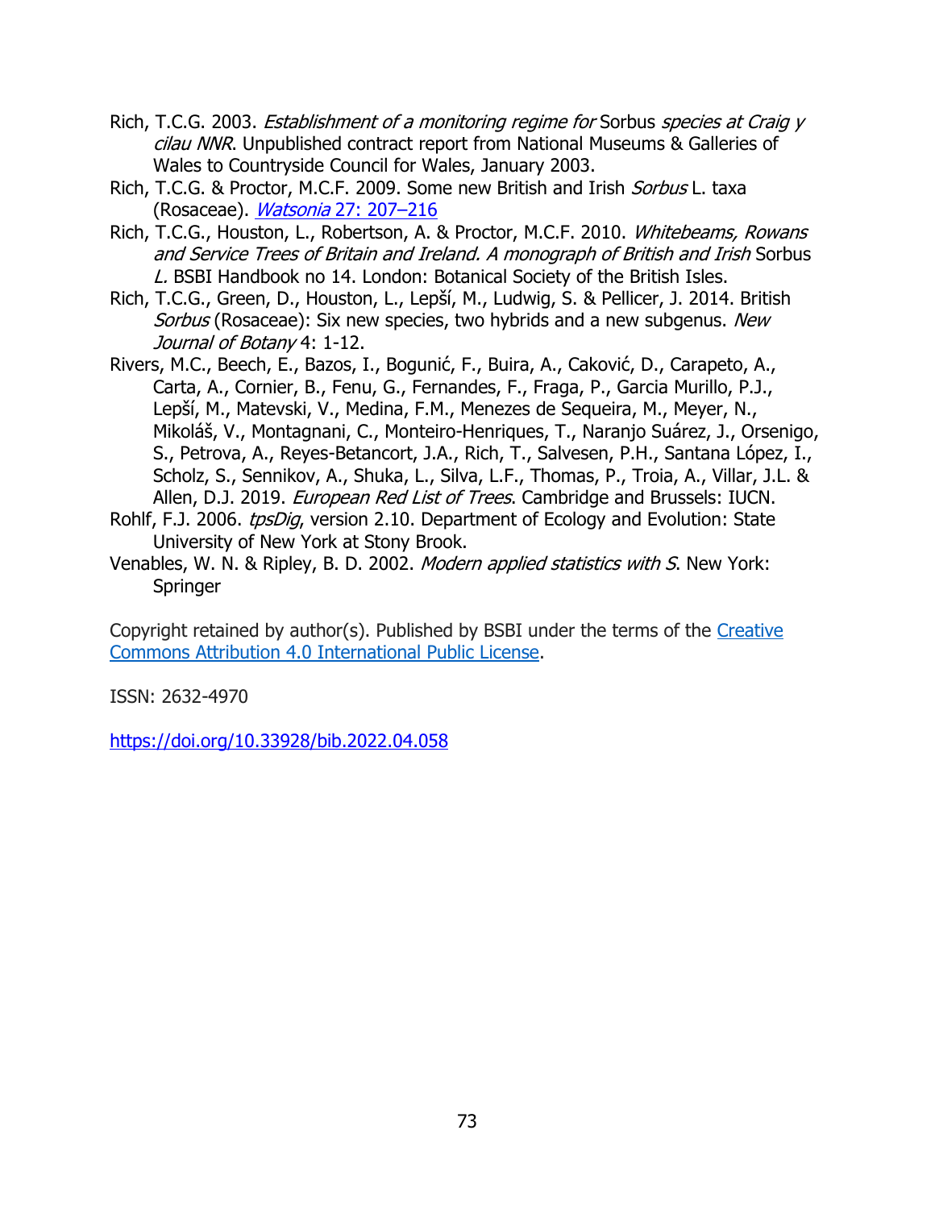Rich, T.C.G. 2003. *Establishment of a monitoring regime for* Sorbus *species at Craig y cilau NNR*. Unpublished contract report from National Museums & Galleries of Wales to Countryside Council for Wales, January 2003.

Rich, T.C.G. & Proctor, M.C.F. 2009. Some new British and Irish *Sorbus* L. taxa (Rosaceae). [*Watsonia* 27: 207–216]()

Rich, T.C.G., Houston, L., Robertson, A. & Proctor, M.C.F. 2010. *Whitebeams, Rowans and Service Trees of Britain and Ireland. A monograph of British and Irish* Sorbus *L.* BSBI Handbook no 14. London: Botanical Society of the British Isles.

Rich, T.C.G., Green, D., Houston, L., Lepší, M., Ludwig, S. & Pellicer, J. 2014. British *Sorbus* (Rosaceae): Six new species, two hybrids and a new subgenus. *New Journal of Botany* 4: 1-12.

Rivers, M.C., Beech, E., Bazos, I., Bogunić, F., Buira, A., Caković, D., Carapeto, A., Carta, A., Cornier, B., Fenu, G., Fernandes, F., Fraga, P., Garcia Murillo, P.J., Lepší, M., Matevski, V., Medina, F.M., Menezes de Sequeira, M., Meyer, N., Mikoláš, V., Montagnani, C., Monteiro-Henriques, T., Naranjo Suárez, J., Orsenigo, S., Petrova, A., Reyes-Betancort, J.A., Rich, T., Salvesen, P.H., Santana López, I., Scholz, S., Sennikov, A., Shuka, L., Silva, L.F., Thomas, P., Troia, A., Villar, J.L. & Allen, D.J. 2019. *European Red List of Trees*. Cambridge and Brussels: IUCN.

Rohlf, F.J. 2006. *tpsDig*, version 2.10. Department of Ecology and Evolution: State University of New York at Stony Brook.

Venables, W. N. & Ripley, B. D. 2002. *Modern applied statistics with S*. New York: Springer

Copyright retained by author(s). Published by BSBI under the terms of the [Creative Commons Attribution 4.0 International Public License]().

ISSN: 2632-4970

[https://doi.org/10.33928/bib.2022.04.058](https://doi.org/10.33928/bib.2022.04.058)